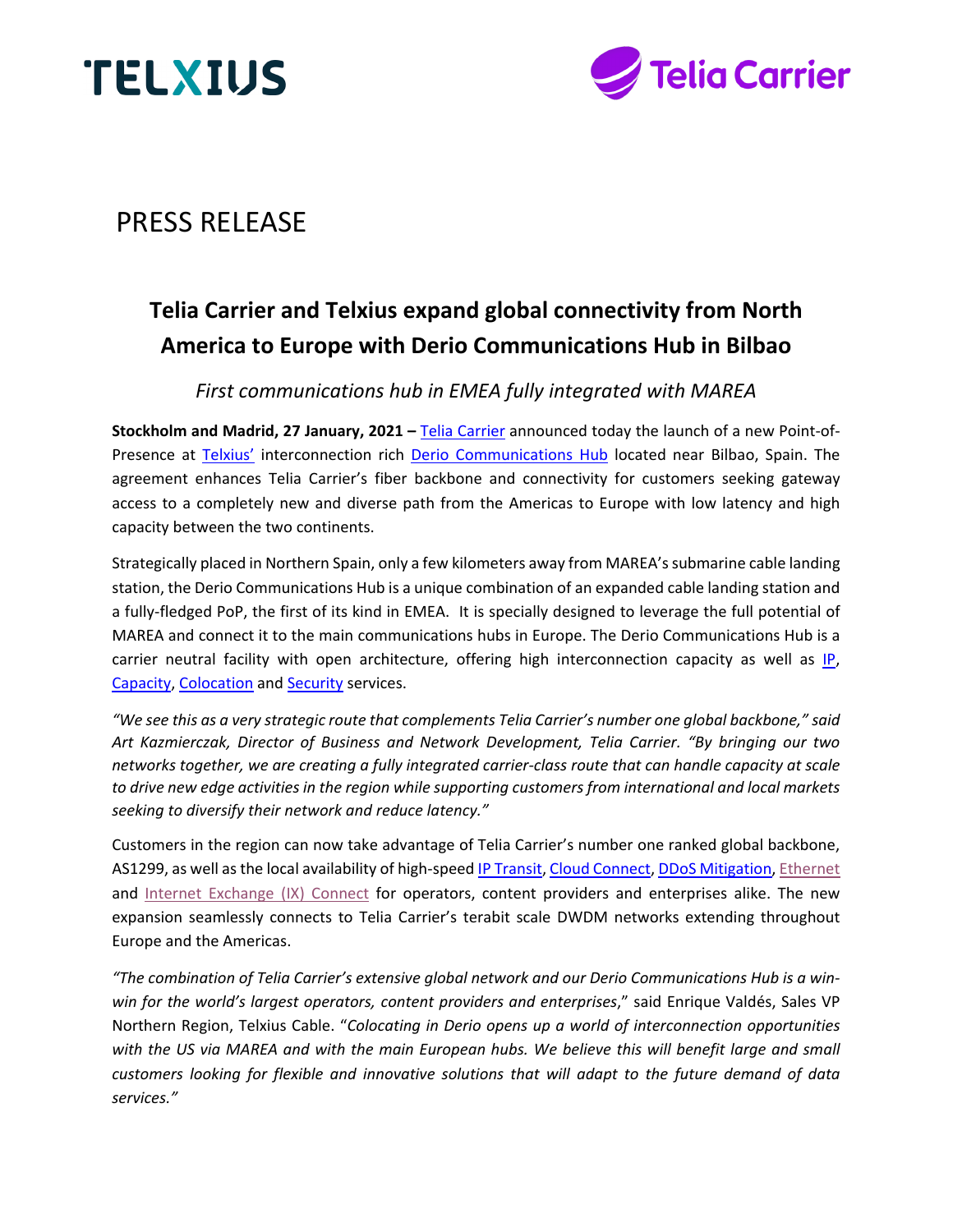TELXIUS

Telia Carrier

# PRESS RELEASE

## Telia Carrier and Telxius expand global connectivity from North America to Europe with Derio Communications Hub in Bilbao

*First communications hub in EMEA fully integrated with MAREA*

**Stockholm and Madrid, 27 January, 2021 –** Telia Carrier announced today the launch of a new Point-of-Presence at Telxius' interconnection rich Derio Communications Hub located near Bilbao, Spain. The agreement enhances Telia Carrier's fiber backbone and connectivity for customers seeking gateway access to a completely new and diverse path from the Americas to Europe with low latency and high capacity between the two continents.

Strategically placed in Northern Spain, only a few kilometers away from MAREA's submarine cable landing station, the Derio Communications Hub is a unique combination of an expanded cable landing station and a fully-fledged PoP, the first of its kind in EMEA. It is specially designed to leverage the full potential of MAREA and connect it to the main communications hubs in Europe. The Derio Communications Hub is a carrier neutral facility with open architecture, offering high interconnection capacity as well as IP, Capacity, Colocation and Security services.

*"We see this as a very strategic route that complements Telia Carrier's number one global backbone," said Art Kazmierczak, Director of Business and Network Development, Telia Carrier. "By bringing our two networks together, we are creating a fully integrated carrier-class route that can handle capacity at scale to drive new edge activities in the region while supporting customers from international and local markets seeking to diversify their network and reduce latency."*

Customers in the region can now take advantage of Telia Carrier's number one ranked global backbone, AS1299, as well as the local availability of high-speed IP Transit, Cloud Connect, DDoS Mitigation, Ethernet and Internet Exchange (IX) Connect for operators, content providers and enterprises alike. The new expansion seamlessly connects to Telia Carrier's terabit scale DWDM networks extending throughout Europe and the Americas.

*"The combination of Telia Carrier's extensive global network and our Derio Communications Hub is a win-win for the world's largest operators, content providers and enterprises*," said Enrique Valdés, Sales VP Northern Region, Telxius Cable. "*Colocating in Derio opens up a world of interconnection opportunities with the US via MAREA and with the main European hubs. We believe this will benefit large and small customers looking for flexible and innovative solutions that will adapt to the future demand of data services."*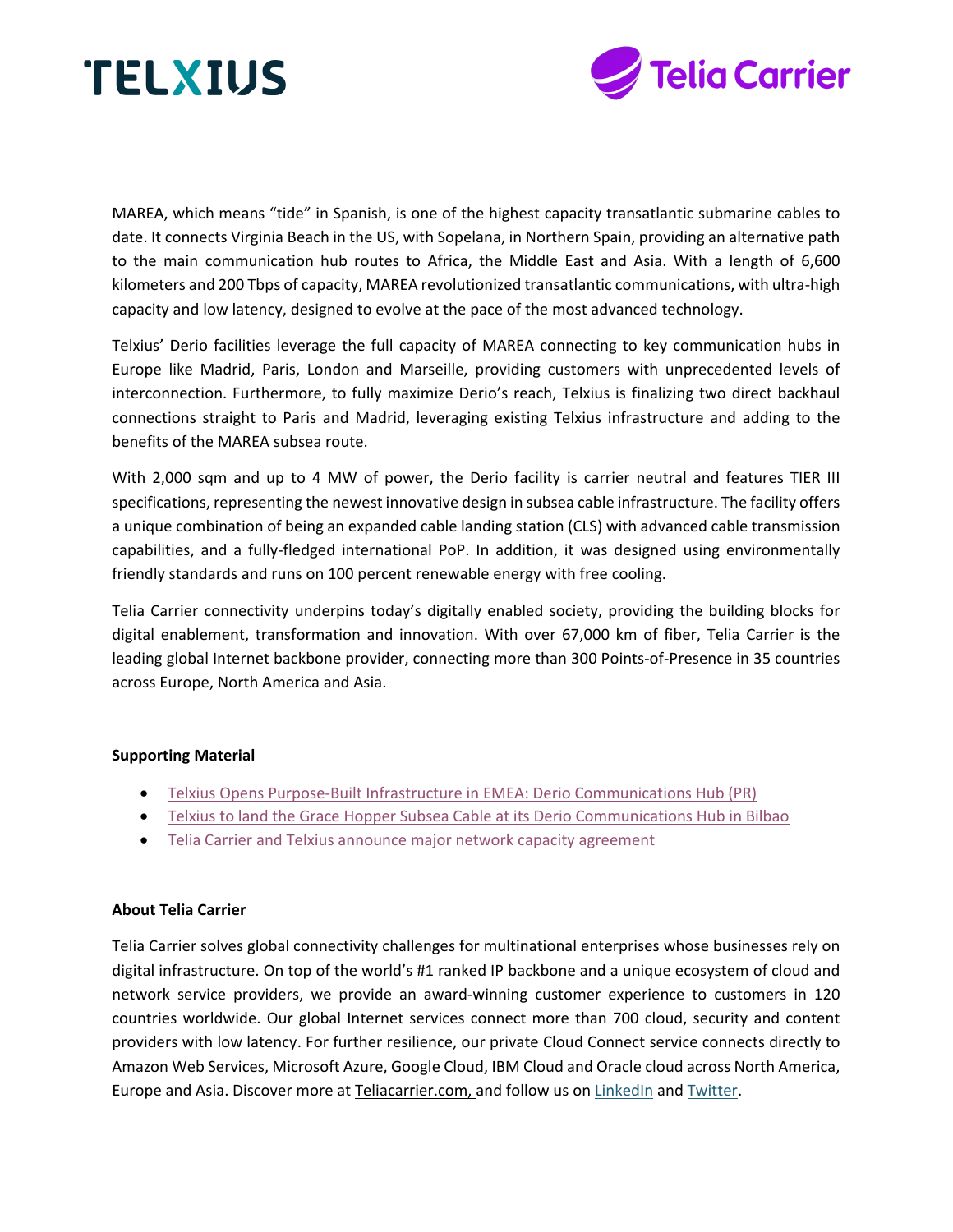MAREA, which means "tide" in Spanish, is one of the highest capacity transatlantic submarine cables to date. It connects Virginia Beach in the US, with Sopelana, in Northern Spain, providing an alternative path to the main communication hub routes to Africa, the Middle East and Asia. With a length of 6,600 kilometers and 200 Tbps of capacity, MAREA revolutionized transatlantic communications, with ultra-high capacity and low latency, designed to evolve at the pace of the most advanced technology.

Telxius' Derio facilities leverage the full capacity of MAREA connecting to key communication hubs in Europe like Madrid, Paris, London and Marseille, providing customers with unprecedented levels of interconnection. Furthermore, to fully maximize Derio's reach, Telxius is finalizing two direct backhaul connections straight to Paris and Madrid, leveraging existing Telxius infrastructure and adding to the benefits of the MAREA subsea route.

With 2,000 sqm and up to 4 MW of power, the Derio facility is carrier neutral and features TIER III specifications, representing the newest innovative design in subsea cable infrastructure. The facility offers a unique combination of being an expanded cable landing station (CLS) with advanced cable transmission capabilities, and a fully-fledged international PoP. In addition, it was designed using environmentally friendly standards and runs on 100 percent renewable energy with free cooling.

Telia Carrier connectivity underpins today's digitally enabled society, providing the building blocks for digital enablement, transformation and innovation. With over 67,000 km of fiber, Telia Carrier is the leading global Internet backbone provider, connecting more than 300 Points-of-Presence in 35 countries across Europe, North America and Asia.

**Supporting Material**

- Telxius Opens Purpose-Built Infrastructure in EMEA: Derio Communications Hub (PR)
- Telxius to land the Grace Hopper Subsea Cable at its Derio Communications Hub in Bilbao
- Telia Carrier and Telxius announce major network capacity agreement

**About Telia Carrier**

Telia Carrier solves global connectivity challenges for multinational enterprises whose businesses rely on digital infrastructure. On top of the world's #1 ranked IP backbone and a unique ecosystem of cloud and network service providers, we provide an award-winning customer experience to customers in 120 countries worldwide. Our global Internet services connect more than 700 cloud, security and content providers with low latency. For further resilience, our private Cloud Connect service connects directly to Amazon Web Services, Microsoft Azure, Google Cloud, IBM Cloud and Oracle cloud across North America, Europe and Asia. Discover more at Teliacarrier.com, and follow us on LinkedIn and Twitter.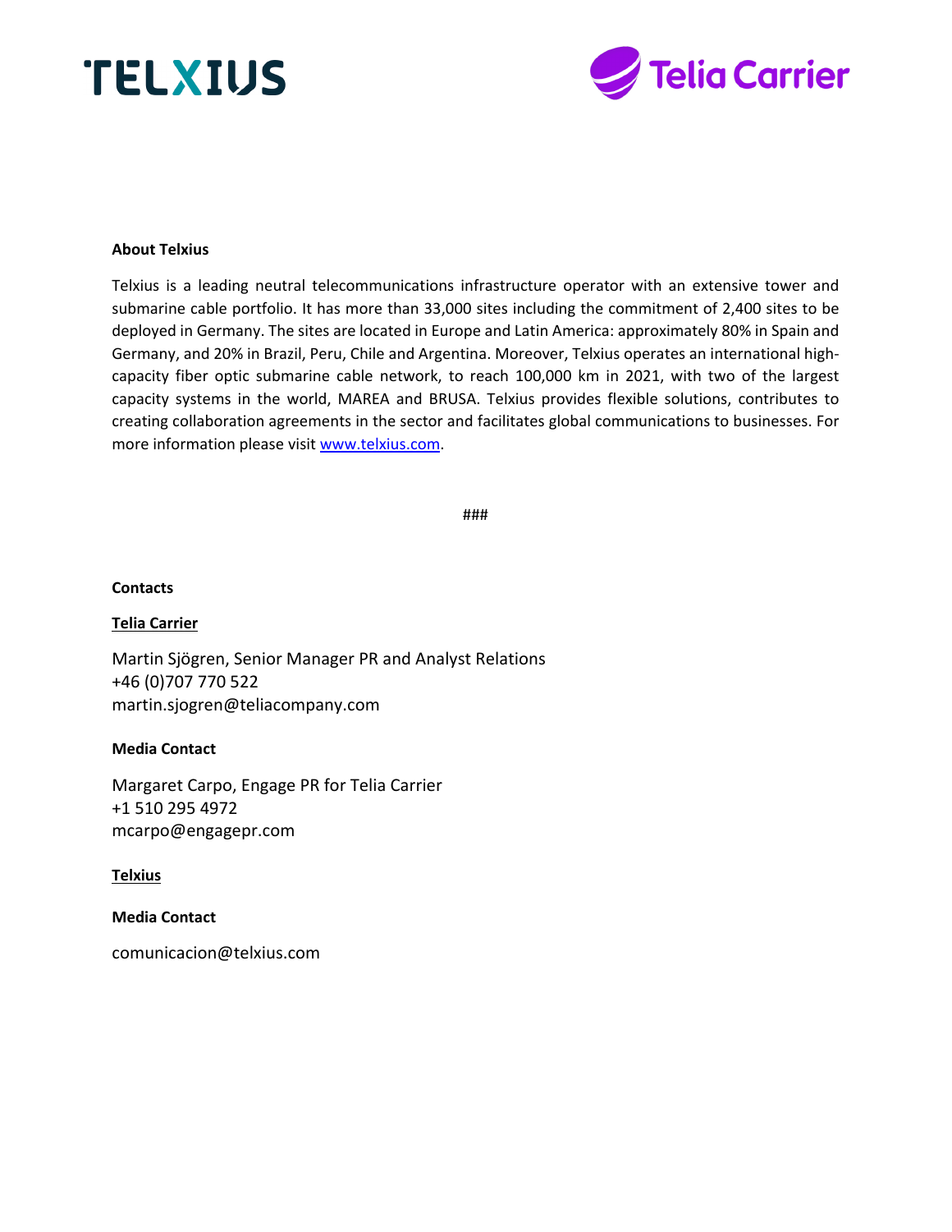**About Telxius**

Telxius is a leading neutral telecommunications infrastructure operator with an extensive tower and submarine cable portfolio. It has more than 33,000 sites including the commitment of 2,400 sites to be deployed in Germany. The sites are located in Europe and Latin America: approximately 80% in Spain and Germany, and 20% in Brazil, Peru, Chile and Argentina. Moreover, Telxius operates an international high-capacity fiber optic submarine cable network, to reach 100,000 km in 2021, with two of the largest capacity systems in the world, MAREA and BRUSA. Telxius provides flexible solutions, contributes to creating collaboration agreements in the sector and facilitates global communications to businesses. For more information please visit www.telxius.com.

###

**Contacts**

**Telia Carrier**

Martin Sjögren, Senior Manager PR and Analyst Relations
+46 (0)707 770 522
martin.sjogren@teliacompany.com

**Media Contact**

Margaret Carpo, Engage PR for Telia Carrier
+1 510 295 4972
mcarpo@engagepr.com

**Telxius**

**Media Contact**

comunicacion@telxius.com